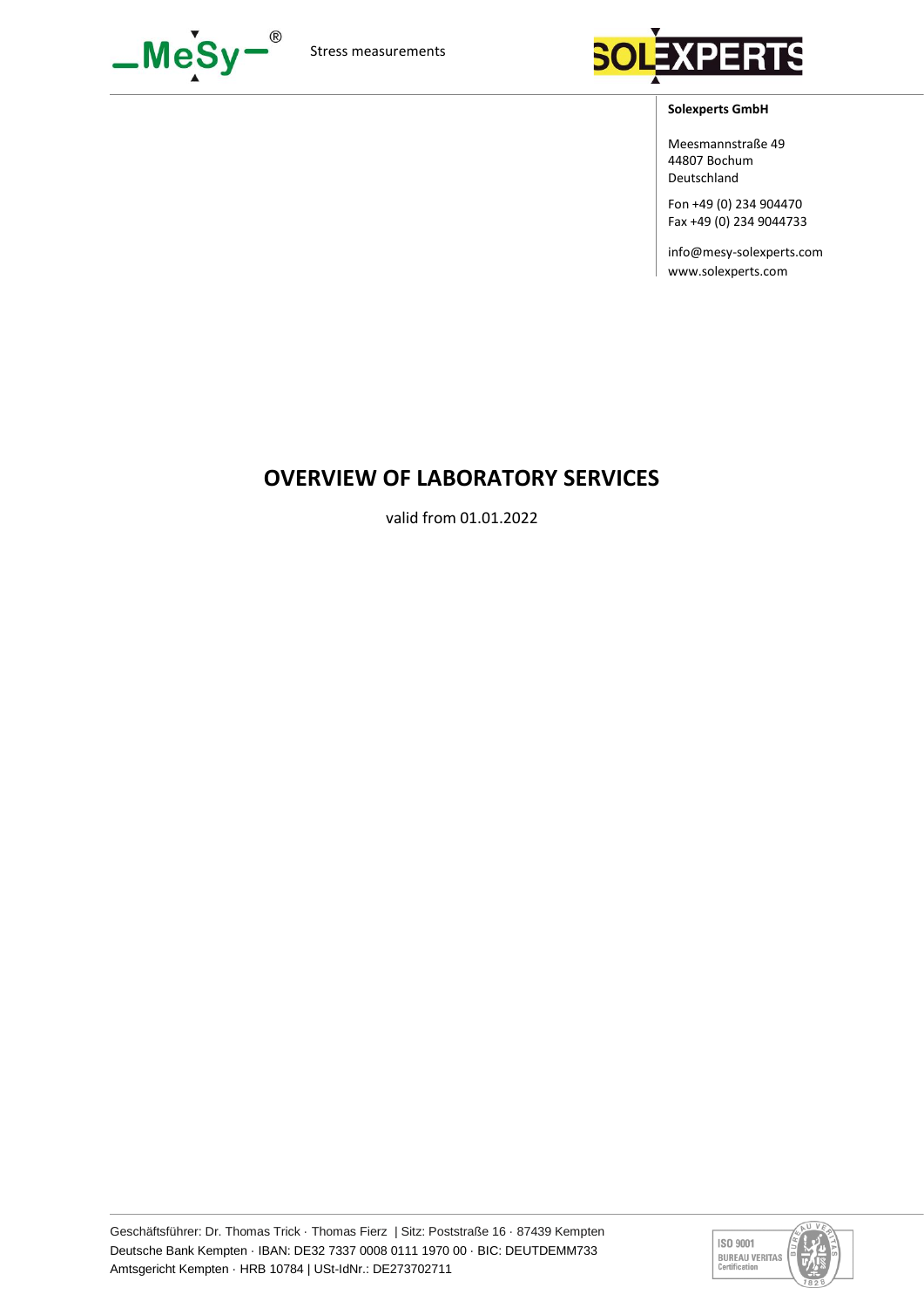Stress measurements

**Solexperts GmbH**

Meesmannstraße 49
44807 Bochum
Deutschland

Fon +49 (0) 234 904470
Fax +49 (0) 234 9044733

info@mesy-solexperts.com
www.solexperts.com

# OVERVIEW OF LABORATORY SERVICES

valid from 01.01.2022

Geschäftsführer: Dr. Thomas Trick · Thomas Fierz | Sitz: Poststraße 16 · 87439 Kempten
Deutsche Bank Kempten · IBAN: DE32 7337 0008 0111 1970 00 · BIC: DEUTDEMM733
Amtsgericht Kempten · HRB 10784 | USt-IdNr.: DE273702711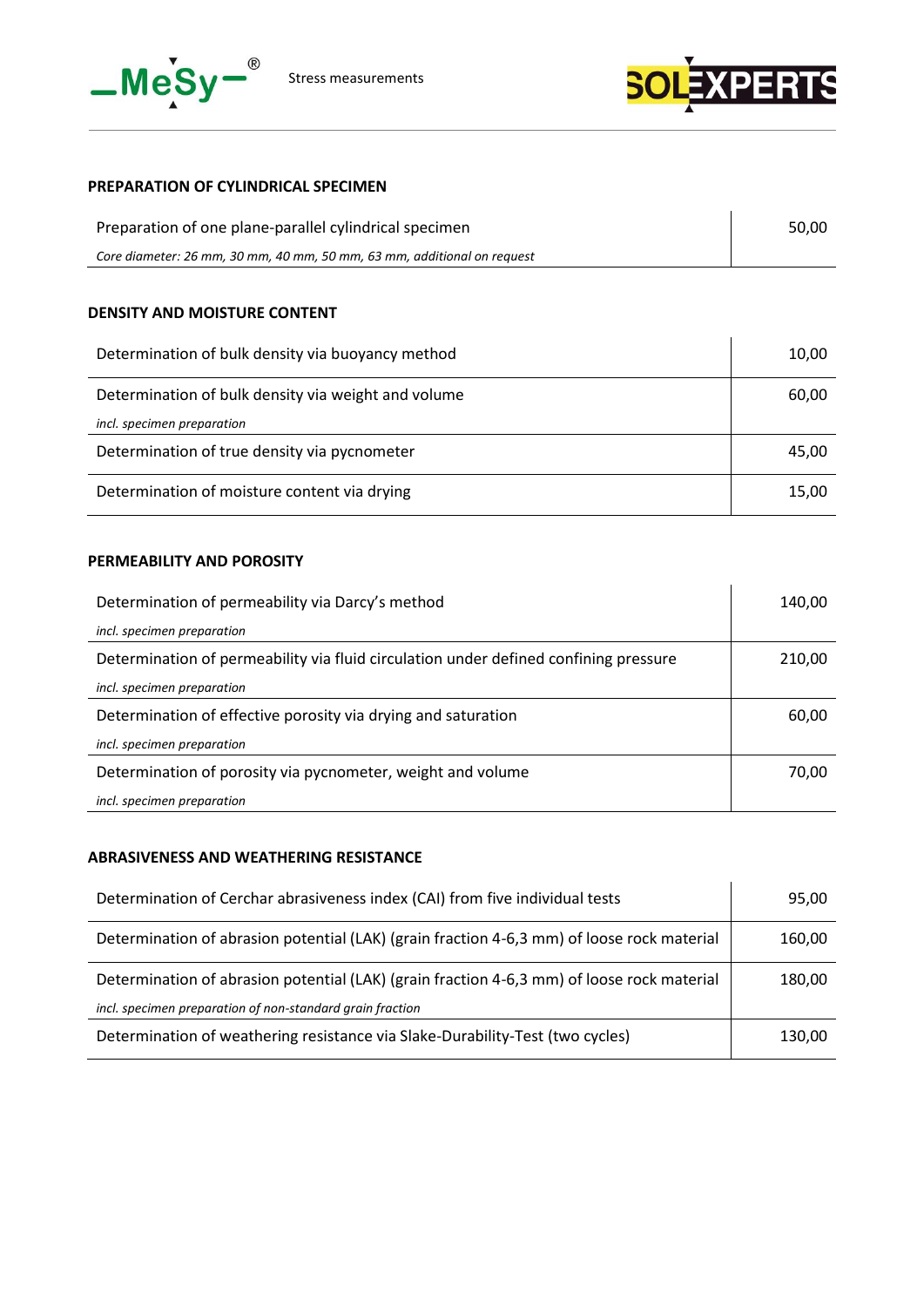## PREPARATION OF CYLINDRICAL SPECIMEN

| | |
|---|---|
| Preparation of one plane-parallel cylindrical specimen<br>*Core diameter: 26 mm, 30 mm, 40 mm, 50 mm, 63 mm, additional on request* | 50,00 |

## DENSITY AND MOISTURE CONTENT

| | |
|---|---|
| Determination of bulk density via buoyancy method | 10,00 |
| Determination of bulk density via weight and volume<br>*incl. specimen preparation* | 60,00 |
| Determination of true density via pycnometer | 45,00 |
| Determination of moisture content via drying | 15,00 |

## PERMEABILITY AND POROSITY

| | |
|---|---|
| Determination of permeability via Darcy's method<br>*incl. specimen preparation* | 140,00 |
| Determination of permeability via fluid circulation under defined confining pressure<br>*incl. specimen preparation* | 210,00 |
| Determination of effective porosity via drying and saturation<br>*incl. specimen preparation* | 60,00 |
| Determination of porosity via pycnometer, weight and volume<br>*incl. specimen preparation* | 70,00 |

## ABRASIVENESS AND WEATHERING RESISTANCE

| | |
|---|---|
| Determination of Cerchar abrasiveness index (CAI) from five individual tests | 95,00 |
| Determination of abrasion potential (LAK) (grain fraction 4-6,3 mm) of loose rock material | 160,00 |
| Determination of abrasion potential (LAK) (grain fraction 4-6,3 mm) of loose rock material<br>*incl. specimen preparation of non-standard grain fraction* | 180,00 |
| Determination of weathering resistance via Slake-Durability-Test (two cycles) | 130,00 |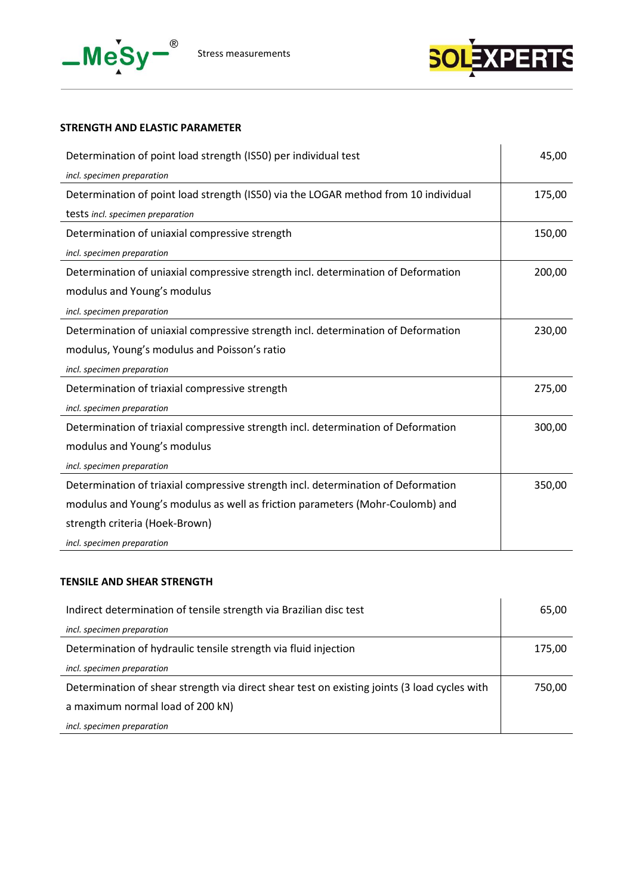## STRENGTH AND ELASTIC PARAMETER

| | |
|---|---:|
| Determination of point load strength (IS50) per individual test<br>*incl. specimen preparation* | 45,00 |
| Determination of point load strength (IS50) via the LOGAR method from 10 individual tests *incl. specimen preparation* | 175,00 |
| Determination of uniaxial compressive strength<br>*incl. specimen preparation* | 150,00 |
| Determination of uniaxial compressive strength incl. determination of Deformation modulus and Young's modulus<br>*incl. specimen preparation* | 200,00 |
| Determination of uniaxial compressive strength incl. determination of Deformation modulus, Young's modulus and Poisson's ratio<br>*incl. specimen preparation* | 230,00 |
| Determination of triaxial compressive strength<br>*incl. specimen preparation* | 275,00 |
| Determination of triaxial compressive strength incl. determination of Deformation modulus and Young's modulus<br>*incl. specimen preparation* | 300,00 |
| Determination of triaxial compressive strength incl. determination of Deformation modulus and Young's modulus as well as friction parameters (Mohr-Coulomb) and strength criteria (Hoek-Brown)<br>*incl. specimen preparation* | 350,00 |

## TENSILE AND SHEAR STRENGTH

| | |
|---|---:|
| Indirect determination of tensile strength via Brazilian disc test<br>*incl. specimen preparation* | 65,00 |
| Determination of hydraulic tensile strength via fluid injection<br>*incl. specimen preparation* | 175,00 |
| Determination of shear strength via direct shear test on existing joints (3 load cycles with a maximum normal load of 200 kN)<br>*incl. specimen preparation* | 750,00 |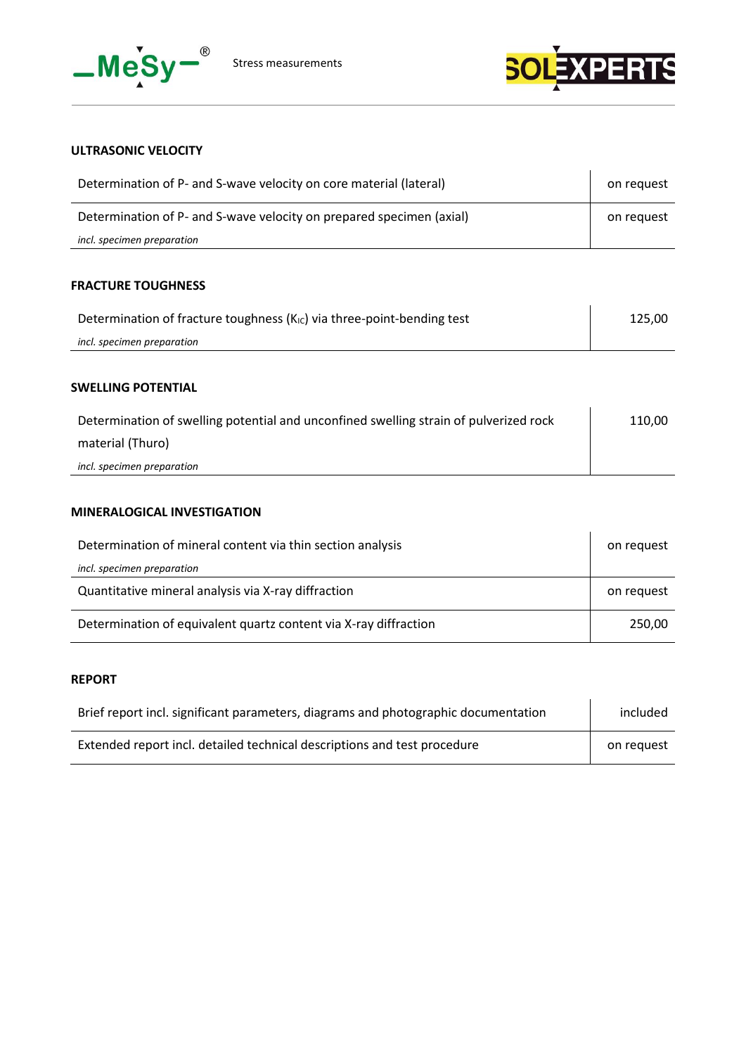## ULTRASONIC VELOCITY

| Service | Price |
|---|---|
| Determination of P- and S-wave velocity on core material (lateral) | on request |
| Determination of P- and S-wave velocity on prepared specimen (axial)<br>*incl. specimen preparation* | on request |

## FRACTURE TOUGHNESS

| Service | Price |
|---|---|
| Determination of fracture toughness ($K_{IC}$) via three-point-bending test<br>*incl. specimen preparation* | 125,00 |

## SWELLING POTENTIAL

| Service | Price |
|---|---|
| Determination of swelling potential and unconfined swelling strain of pulverized rock material (Thuro)<br>*incl. specimen preparation* | 110,00 |

## MINERALOGICAL INVESTIGATION

| Service | Price |
|---|---|
| Determination of mineral content via thin section analysis<br>*incl. specimen preparation* | on request |
| Quantitative mineral analysis via X-ray diffraction | on request |
| Determination of equivalent quartz content via X-ray diffraction | 250,00 |

## REPORT

| Service | Price |
|---|---|
| Brief report incl. significant parameters, diagrams and photographic documentation | included |
| Extended report incl. detailed technical descriptions and test procedure | on request |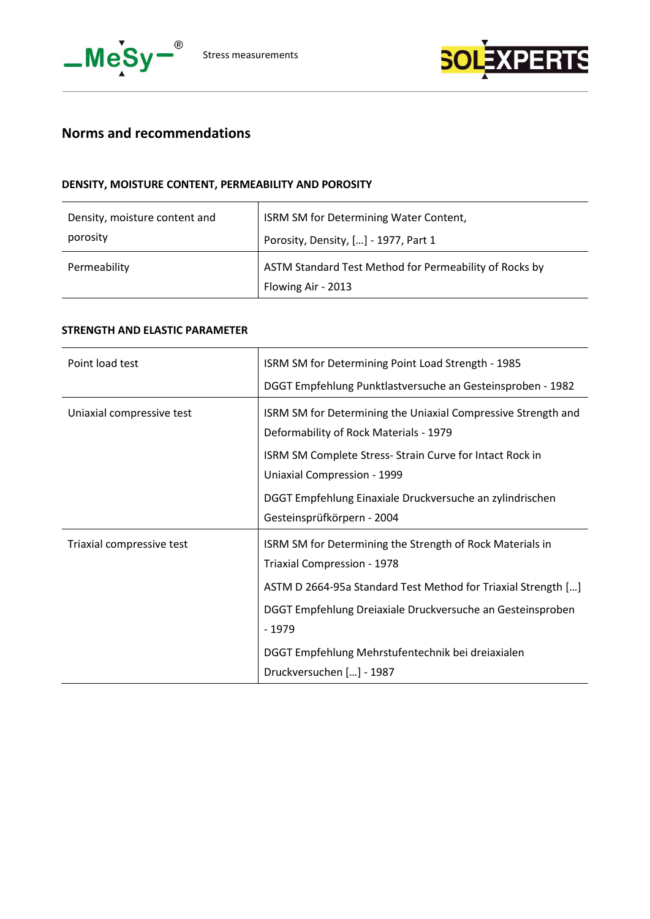## Norms and recommendations

### DENSITY, MOISTURE CONTENT, PERMEABILITY AND POROSITY

| | |
|---|---|
| Density, moisture content and porosity | ISRM SM for Determining Water Content, Porosity, Density, […] - 1977, Part 1 |
| Permeability | ASTM Standard Test Method for Permeability of Rocks by Flowing Air - 2013 |

### STRENGTH AND ELASTIC PARAMETER

| | |
|---|---|
| Point load test | ISRM SM for Determining Point Load Strength - 1985<br>DGGT Empfehlung Punktlastversuche an Gesteinsproben - 1982 |
| Uniaxial compressive test | ISRM SM for Determining the Uniaxial Compressive Strength and Deformability of Rock Materials - 1979<br>ISRM SM Complete Stress- Strain Curve for Intact Rock in Uniaxial Compression - 1999<br>DGGT Empfehlung Einaxiale Druckversuche an zylindrischen Gesteinsprüfkörpern - 2004 |
| Triaxial compressive test | ISRM SM for Determining the Strength of Rock Materials in Triaxial Compression - 1978<br>ASTM D 2664-95a Standard Test Method for Triaxial Strength […]<br>DGGT Empfehlung Dreiaxiale Druckversuche an Gesteinsproben - 1979<br>DGGT Empfehlung Mehrstufentechnik bei dreiaxialen Druckversuchen […] - 1987 |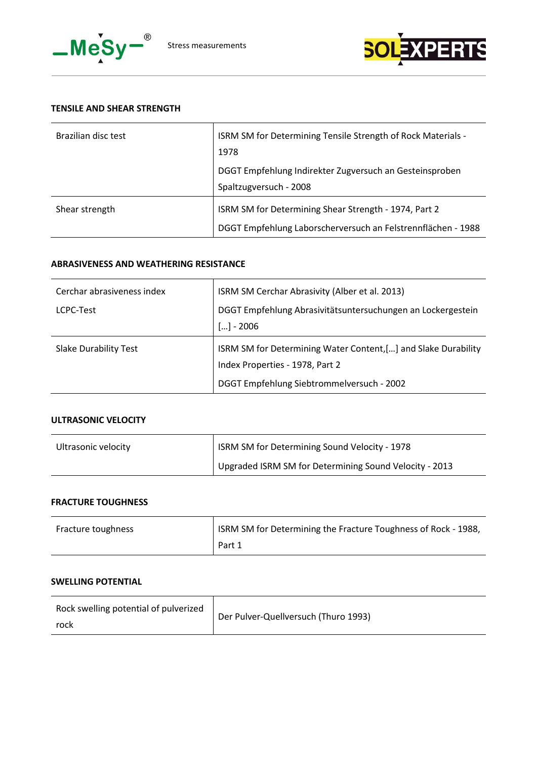## TENSILE AND SHEAR STRENGTH

| | |
|---|---|
| Brazilian disc test | ISRM SM for Determining Tensile Strength of Rock Materials - 1978<br>DGGT Empfehlung Indirekter Zugversuch an Gesteinsproben Spaltzugversuch - 2008 |
| Shear strength | ISRM SM for Determining Shear Strength - 1974, Part 2<br>DGGT Empfehlung Laborscherversuch an Felstrennflächen - 1988 |

## ABRASIVENESS AND WEATHERING RESISTANCE

| | |
|---|---|
| Cerchar abrasiveness index<br>LCPC-Test | ISRM SM Cerchar Abrasivity (Alber et al. 2013)<br>DGGT Empfehlung Abrasivitätsuntersuchungen an Lockergestein […] - 2006 |
| Slake Durability Test | ISRM SM for Determining Water Content,[…] and Slake Durability Index Properties - 1978, Part 2<br>DGGT Empfehlung Siebtrommelversuch - 2002 |

## ULTRASONIC VELOCITY

| | |
|---|---|
| Ultrasonic velocity | ISRM SM for Determining Sound Velocity - 1978<br>Upgraded ISRM SM for Determining Sound Velocity - 2013 |

## FRACTURE TOUGHNESS

| | |
|---|---|
| Fracture toughness | ISRM SM for Determining the Fracture Toughness of Rock - 1988, Part 1 |

## SWELLING POTENTIAL

| | |
|---|---|
| Rock swelling potential of pulverized rock | Der Pulver-Quellversuch (Thuro 1993) |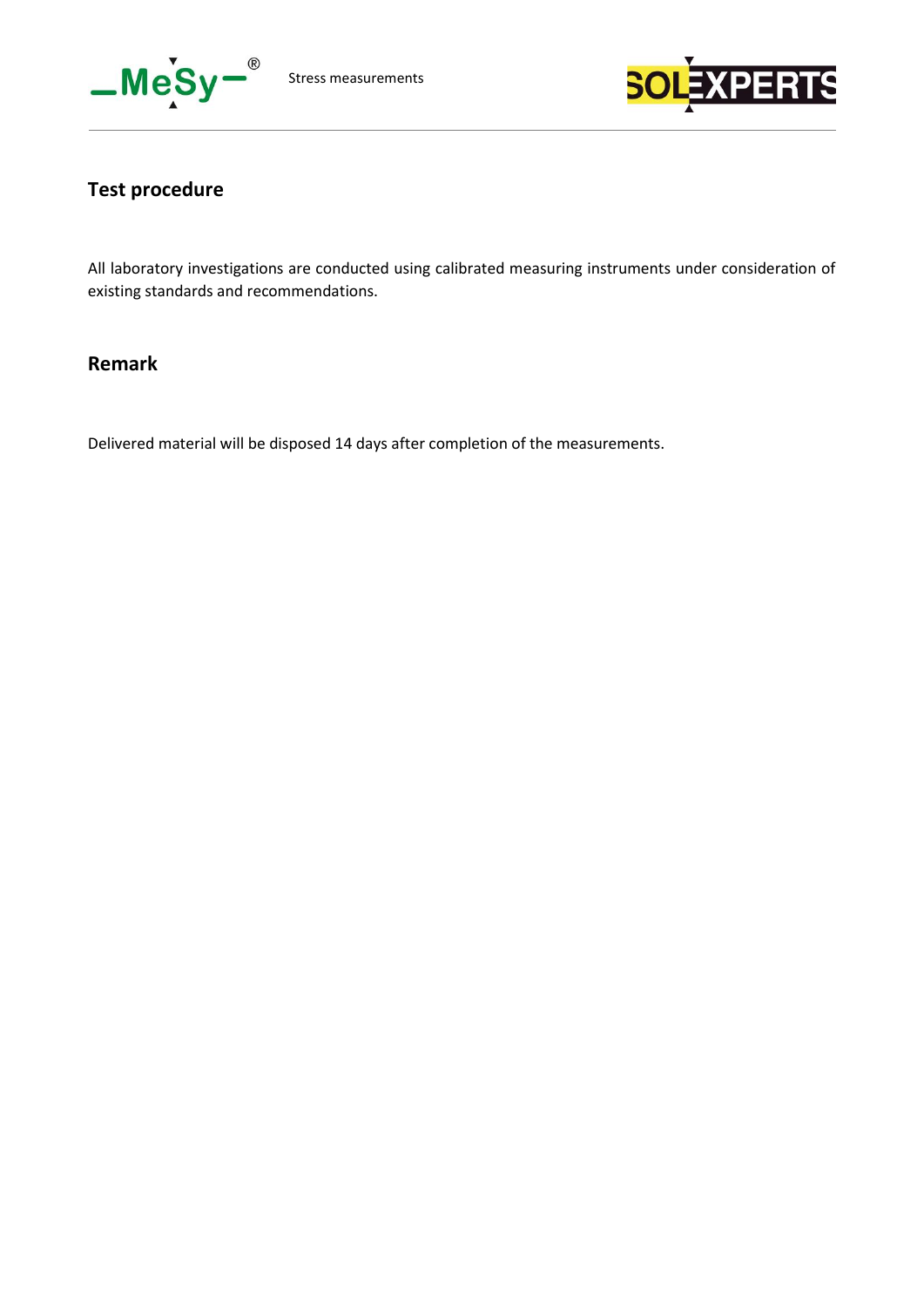## Test procedure

All laboratory investigations are conducted using calibrated measuring instruments under consideration of existing standards and recommendations.

## Remark

Delivered material will be disposed 14 days after completion of the measurements.